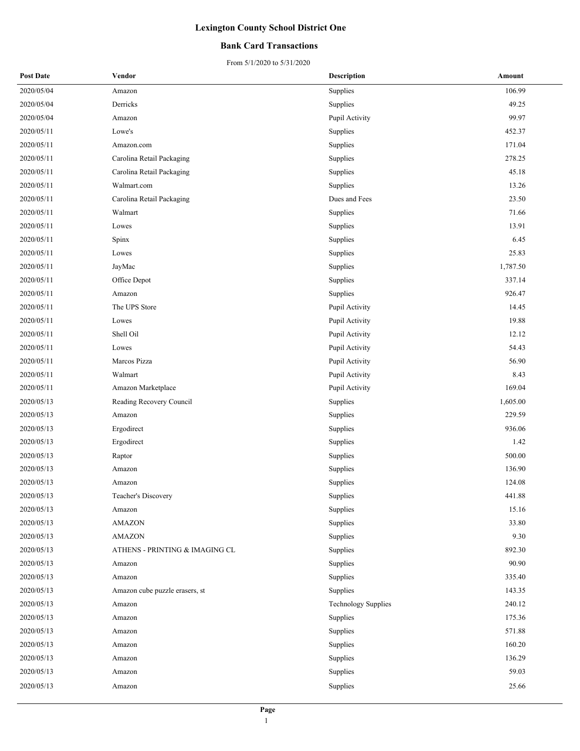# Lexington County School District One

## Bank Card Transactions

From 5/1/2020 to 5/31/2020

| Post Date | Vendor | Description | Amount |
|---|---|---|---|
| 2020/05/04 | Amazon | Supplies | 106.99 |
| 2020/05/04 | Derricks | Supplies | 49.25 |
| 2020/05/04 | Amazon | Pupil Activity | 99.97 |
| 2020/05/11 | Lowe's | Supplies | 452.37 |
| 2020/05/11 | Amazon.com | Supplies | 171.04 |
| 2020/05/11 | Carolina Retail Packaging | Supplies | 278.25 |
| 2020/05/11 | Carolina Retail Packaging | Supplies | 45.18 |
| 2020/05/11 | Walmart.com | Supplies | 13.26 |
| 2020/05/11 | Carolina Retail Packaging | Dues and Fees | 23.50 |
| 2020/05/11 | Walmart | Supplies | 71.66 |
| 2020/05/11 | Lowes | Supplies | 13.91 |
| 2020/05/11 | Spinx | Supplies | 6.45 |
| 2020/05/11 | Lowes | Supplies | 25.83 |
| 2020/05/11 | JayMac | Supplies | 1,787.50 |
| 2020/05/11 | Office Depot | Supplies | 337.14 |
| 2020/05/11 | Amazon | Supplies | 926.47 |
| 2020/05/11 | The UPS Store | Pupil Activity | 14.45 |
| 2020/05/11 | Lowes | Pupil Activity | 19.88 |
| 2020/05/11 | Shell Oil | Pupil Activity | 12.12 |
| 2020/05/11 | Lowes | Pupil Activity | 54.43 |
| 2020/05/11 | Marcos Pizza | Pupil Activity | 56.90 |
| 2020/05/11 | Walmart | Pupil Activity | 8.43 |
| 2020/05/11 | Amazon Marketplace | Pupil Activity | 169.04 |
| 2020/05/13 | Reading Recovery Council | Supplies | 1,605.00 |
| 2020/05/13 | Amazon | Supplies | 229.59 |
| 2020/05/13 | Ergodirect | Supplies | 936.06 |
| 2020/05/13 | Ergodirect | Supplies | 1.42 |
| 2020/05/13 | Raptor | Supplies | 500.00 |
| 2020/05/13 | Amazon | Supplies | 136.90 |
| 2020/05/13 | Amazon | Supplies | 124.08 |
| 2020/05/13 | Teacher's Discovery | Supplies | 441.88 |
| 2020/05/13 | Amazon | Supplies | 15.16 |
| 2020/05/13 | AMAZON | Supplies | 33.80 |
| 2020/05/13 | AMAZON | Supplies | 9.30 |
| 2020/05/13 | ATHENS - PRINTING & IMAGING CL | Supplies | 892.30 |
| 2020/05/13 | Amazon | Supplies | 90.90 |
| 2020/05/13 | Amazon | Supplies | 335.40 |
| 2020/05/13 | Amazon cube puzzle erasers, st | Supplies | 143.35 |
| 2020/05/13 | Amazon | Technology Supplies | 240.12 |
| 2020/05/13 | Amazon | Supplies | 175.36 |
| 2020/05/13 | Amazon | Supplies | 571.88 |
| 2020/05/13 | Amazon | Supplies | 160.20 |
| 2020/05/13 | Amazon | Supplies | 136.29 |
| 2020/05/13 | Amazon | Supplies | 59.03 |
| 2020/05/13 | Amazon | Supplies | 25.66 |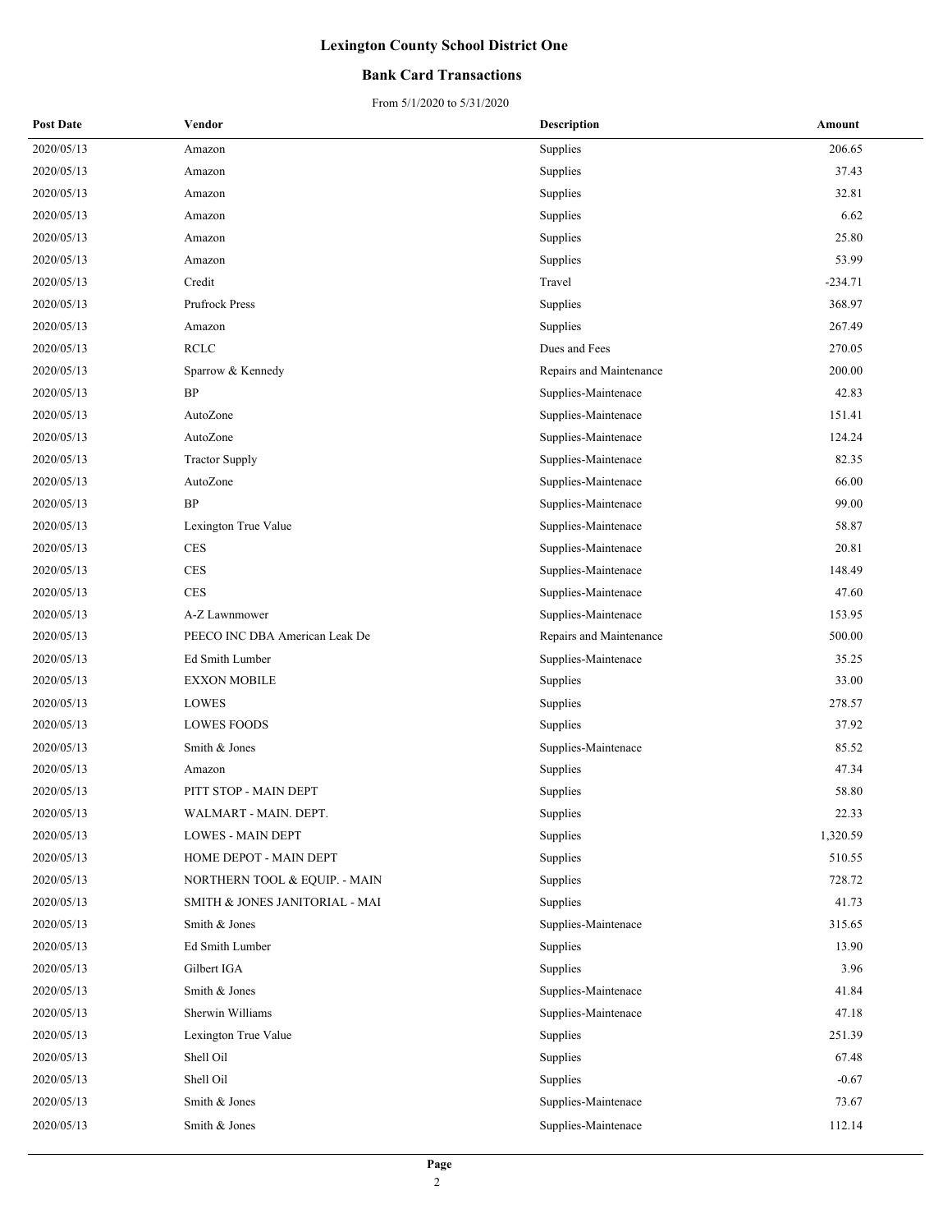# Lexington County School District One

## Bank Card Transactions

From 5/1/2020 to 5/31/2020

| Post Date | Vendor | Description | Amount |
|---|---|---|---|
| 2020/05/13 | Amazon | Supplies | 206.65 |
| 2020/05/13 | Amazon | Supplies | 37.43 |
| 2020/05/13 | Amazon | Supplies | 32.81 |
| 2020/05/13 | Amazon | Supplies | 6.62 |
| 2020/05/13 | Amazon | Supplies | 25.80 |
| 2020/05/13 | Amazon | Supplies | 53.99 |
| 2020/05/13 | Credit | Travel | -234.71 |
| 2020/05/13 | Prufrock Press | Supplies | 368.97 |
| 2020/05/13 | Amazon | Supplies | 267.49 |
| 2020/05/13 | RCLC | Dues and Fees | 270.05 |
| 2020/05/13 | Sparrow & Kennedy | Repairs and Maintenance | 200.00 |
| 2020/05/13 | BP | Supplies-Maintenace | 42.83 |
| 2020/05/13 | AutoZone | Supplies-Maintenace | 151.41 |
| 2020/05/13 | AutoZone | Supplies-Maintenace | 124.24 |
| 2020/05/13 | Tractor Supply | Supplies-Maintenace | 82.35 |
| 2020/05/13 | AutoZone | Supplies-Maintenace | 66.00 |
| 2020/05/13 | BP | Supplies-Maintenace | 99.00 |
| 2020/05/13 | Lexington True Value | Supplies-Maintenace | 58.87 |
| 2020/05/13 | CES | Supplies-Maintenace | 20.81 |
| 2020/05/13 | CES | Supplies-Maintenace | 148.49 |
| 2020/05/13 | CES | Supplies-Maintenace | 47.60 |
| 2020/05/13 | A-Z Lawnmower | Supplies-Maintenace | 153.95 |
| 2020/05/13 | PEECO INC DBA American Leak De | Repairs and Maintenance | 500.00 |
| 2020/05/13 | Ed Smith Lumber | Supplies-Maintenace | 35.25 |
| 2020/05/13 | EXXON MOBILE | Supplies | 33.00 |
| 2020/05/13 | LOWES | Supplies | 278.57 |
| 2020/05/13 | LOWES FOODS | Supplies | 37.92 |
| 2020/05/13 | Smith & Jones | Supplies-Maintenace | 85.52 |
| 2020/05/13 | Amazon | Supplies | 47.34 |
| 2020/05/13 | PITT STOP - MAIN DEPT | Supplies | 58.80 |
| 2020/05/13 | WALMART - MAIN. DEPT. | Supplies | 22.33 |
| 2020/05/13 | LOWES - MAIN DEPT | Supplies | 1,320.59 |
| 2020/05/13 | HOME DEPOT - MAIN DEPT | Supplies | 510.55 |
| 2020/05/13 | NORTHERN TOOL & EQUIP. - MAIN | Supplies | 728.72 |
| 2020/05/13 | SMITH & JONES JANITORIAL - MAI | Supplies | 41.73 |
| 2020/05/13 | Smith & Jones | Supplies-Maintenace | 315.65 |
| 2020/05/13 | Ed Smith Lumber | Supplies | 13.90 |
| 2020/05/13 | Gilbert IGA | Supplies | 3.96 |
| 2020/05/13 | Smith & Jones | Supplies-Maintenace | 41.84 |
| 2020/05/13 | Sherwin Williams | Supplies-Maintenace | 47.18 |
| 2020/05/13 | Lexington True Value | Supplies | 251.39 |
| 2020/05/13 | Shell Oil | Supplies | 67.48 |
| 2020/05/13 | Shell Oil | Supplies | -0.67 |
| 2020/05/13 | Smith & Jones | Supplies-Maintenace | 73.67 |
| 2020/05/13 | Smith & Jones | Supplies-Maintenace | 112.14 |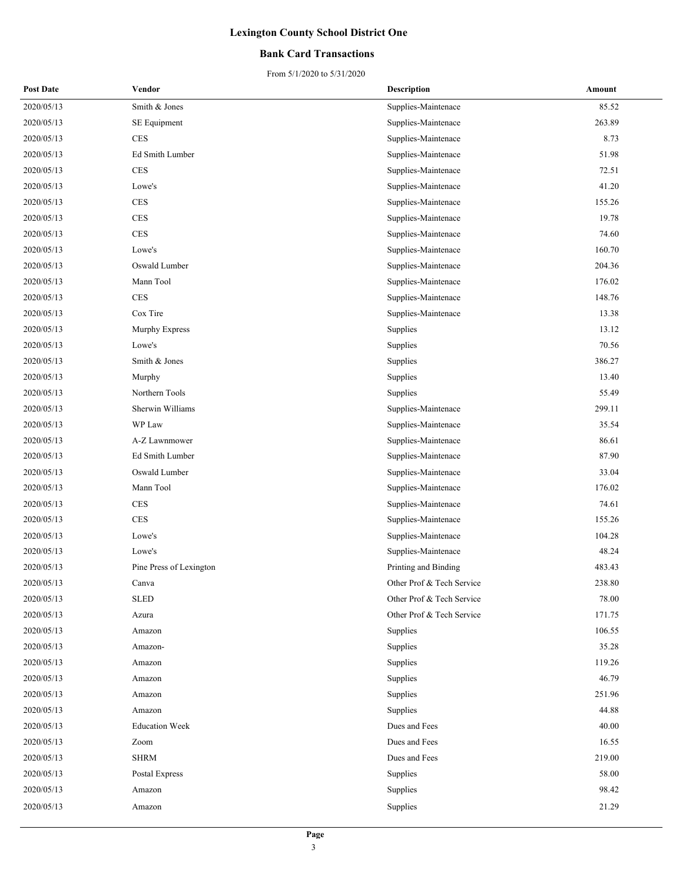# Lexington County School District One

## Bank Card Transactions

From 5/1/2020 to 5/31/2020

| Post Date | Vendor | Description | Amount |
|---|---|---|---|
| 2020/05/13 | Smith & Jones | Supplies-Maintenace | 85.52 |
| 2020/05/13 | SE Equipment | Supplies-Maintenace | 263.89 |
| 2020/05/13 | CES | Supplies-Maintenace | 8.73 |
| 2020/05/13 | Ed Smith Lumber | Supplies-Maintenace | 51.98 |
| 2020/05/13 | CES | Supplies-Maintenace | 72.51 |
| 2020/05/13 | Lowe's | Supplies-Maintenace | 41.20 |
| 2020/05/13 | CES | Supplies-Maintenace | 155.26 |
| 2020/05/13 | CES | Supplies-Maintenace | 19.78 |
| 2020/05/13 | CES | Supplies-Maintenace | 74.60 |
| 2020/05/13 | Lowe's | Supplies-Maintenace | 160.70 |
| 2020/05/13 | Oswald Lumber | Supplies-Maintenace | 204.36 |
| 2020/05/13 | Mann Tool | Supplies-Maintenace | 176.02 |
| 2020/05/13 | CES | Supplies-Maintenace | 148.76 |
| 2020/05/13 | Cox Tire | Supplies-Maintenace | 13.38 |
| 2020/05/13 | Murphy Express | Supplies | 13.12 |
| 2020/05/13 | Lowe's | Supplies | 70.56 |
| 2020/05/13 | Smith & Jones | Supplies | 386.27 |
| 2020/05/13 | Murphy | Supplies | 13.40 |
| 2020/05/13 | Northern Tools | Supplies | 55.49 |
| 2020/05/13 | Sherwin Williams | Supplies-Maintenace | 299.11 |
| 2020/05/13 | WP Law | Supplies-Maintenace | 35.54 |
| 2020/05/13 | A-Z Lawnmower | Supplies-Maintenace | 86.61 |
| 2020/05/13 | Ed Smith Lumber | Supplies-Maintenace | 87.90 |
| 2020/05/13 | Oswald Lumber | Supplies-Maintenace | 33.04 |
| 2020/05/13 | Mann Tool | Supplies-Maintenace | 176.02 |
| 2020/05/13 | CES | Supplies-Maintenace | 74.61 |
| 2020/05/13 | CES | Supplies-Maintenace | 155.26 |
| 2020/05/13 | Lowe's | Supplies-Maintenace | 104.28 |
| 2020/05/13 | Lowe's | Supplies-Maintenace | 48.24 |
| 2020/05/13 | Pine Press of Lexington | Printing and Binding | 483.43 |
| 2020/05/13 | Canva | Other Prof & Tech Service | 238.80 |
| 2020/05/13 | SLED | Other Prof & Tech Service | 78.00 |
| 2020/05/13 | Azura | Other Prof & Tech Service | 171.75 |
| 2020/05/13 | Amazon | Supplies | 106.55 |
| 2020/05/13 | Amazon- | Supplies | 35.28 |
| 2020/05/13 | Amazon | Supplies | 119.26 |
| 2020/05/13 | Amazon | Supplies | 46.79 |
| 2020/05/13 | Amazon | Supplies | 251.96 |
| 2020/05/13 | Amazon | Supplies | 44.88 |
| 2020/05/13 | Education Week | Dues and Fees | 40.00 |
| 2020/05/13 | Zoom | Dues and Fees | 16.55 |
| 2020/05/13 | SHRM | Dues and Fees | 219.00 |
| 2020/05/13 | Postal Express | Supplies | 58.00 |
| 2020/05/13 | Amazon | Supplies | 98.42 |
| 2020/05/13 | Amazon | Supplies | 21.29 |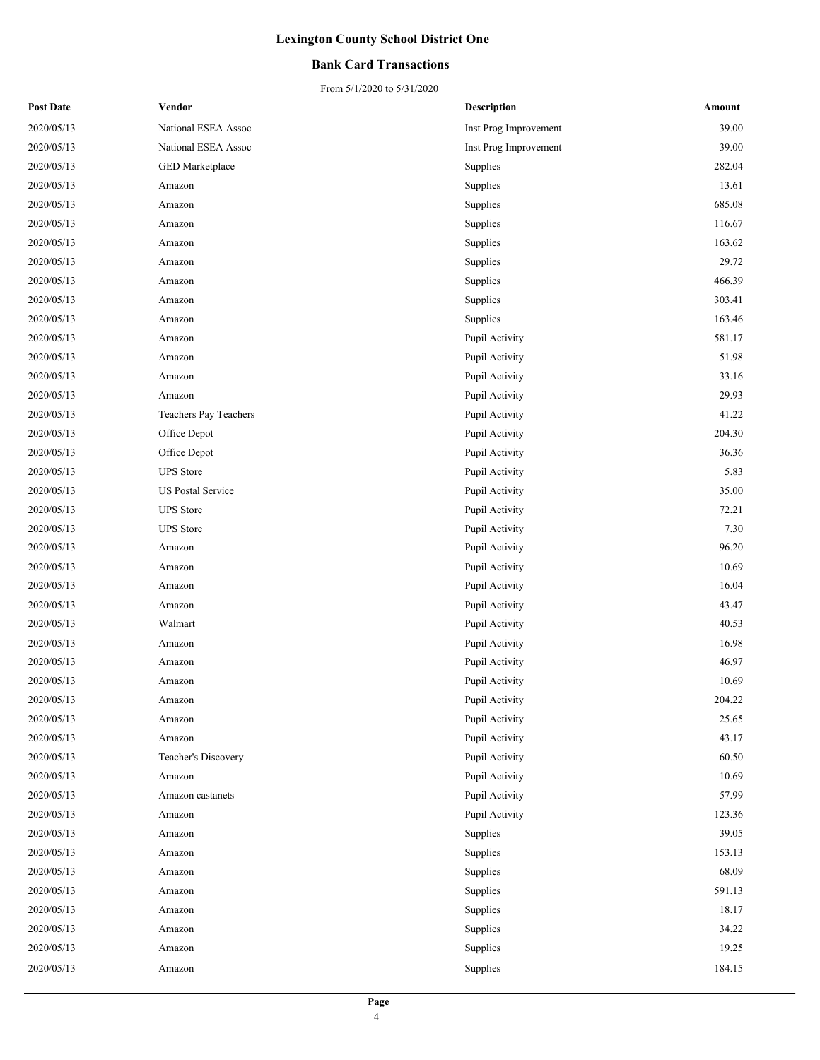# Lexington County School District One

## Bank Card Transactions

From 5/1/2020 to 5/31/2020

| Post Date | Vendor | Description | Amount |
|---|---|---|---|
| 2020/05/13 | National ESEA Assoc | Inst Prog Improvement | 39.00 |
| 2020/05/13 | National ESEA Assoc | Inst Prog Improvement | 39.00 |
| 2020/05/13 | GED Marketplace | Supplies | 282.04 |
| 2020/05/13 | Amazon | Supplies | 13.61 |
| 2020/05/13 | Amazon | Supplies | 685.08 |
| 2020/05/13 | Amazon | Supplies | 116.67 |
| 2020/05/13 | Amazon | Supplies | 163.62 |
| 2020/05/13 | Amazon | Supplies | 29.72 |
| 2020/05/13 | Amazon | Supplies | 466.39 |
| 2020/05/13 | Amazon | Supplies | 303.41 |
| 2020/05/13 | Amazon | Supplies | 163.46 |
| 2020/05/13 | Amazon | Pupil Activity | 581.17 |
| 2020/05/13 | Amazon | Pupil Activity | 51.98 |
| 2020/05/13 | Amazon | Pupil Activity | 33.16 |
| 2020/05/13 | Amazon | Pupil Activity | 29.93 |
| 2020/05/13 | Teachers Pay Teachers | Pupil Activity | 41.22 |
| 2020/05/13 | Office Depot | Pupil Activity | 204.30 |
| 2020/05/13 | Office Depot | Pupil Activity | 36.36 |
| 2020/05/13 | UPS Store | Pupil Activity | 5.83 |
| 2020/05/13 | US Postal Service | Pupil Activity | 35.00 |
| 2020/05/13 | UPS Store | Pupil Activity | 72.21 |
| 2020/05/13 | UPS Store | Pupil Activity | 7.30 |
| 2020/05/13 | Amazon | Pupil Activity | 96.20 |
| 2020/05/13 | Amazon | Pupil Activity | 10.69 |
| 2020/05/13 | Amazon | Pupil Activity | 16.04 |
| 2020/05/13 | Amazon | Pupil Activity | 43.47 |
| 2020/05/13 | Walmart | Pupil Activity | 40.53 |
| 2020/05/13 | Amazon | Pupil Activity | 16.98 |
| 2020/05/13 | Amazon | Pupil Activity | 46.97 |
| 2020/05/13 | Amazon | Pupil Activity | 10.69 |
| 2020/05/13 | Amazon | Pupil Activity | 204.22 |
| 2020/05/13 | Amazon | Pupil Activity | 25.65 |
| 2020/05/13 | Amazon | Pupil Activity | 43.17 |
| 2020/05/13 | Teacher's Discovery | Pupil Activity | 60.50 |
| 2020/05/13 | Amazon | Pupil Activity | 10.69 |
| 2020/05/13 | Amazon castanets | Pupil Activity | 57.99 |
| 2020/05/13 | Amazon | Pupil Activity | 123.36 |
| 2020/05/13 | Amazon | Supplies | 39.05 |
| 2020/05/13 | Amazon | Supplies | 153.13 |
| 2020/05/13 | Amazon | Supplies | 68.09 |
| 2020/05/13 | Amazon | Supplies | 591.13 |
| 2020/05/13 | Amazon | Supplies | 18.17 |
| 2020/05/13 | Amazon | Supplies | 34.22 |
| 2020/05/13 | Amazon | Supplies | 19.25 |
| 2020/05/13 | Amazon | Supplies | 184.15 |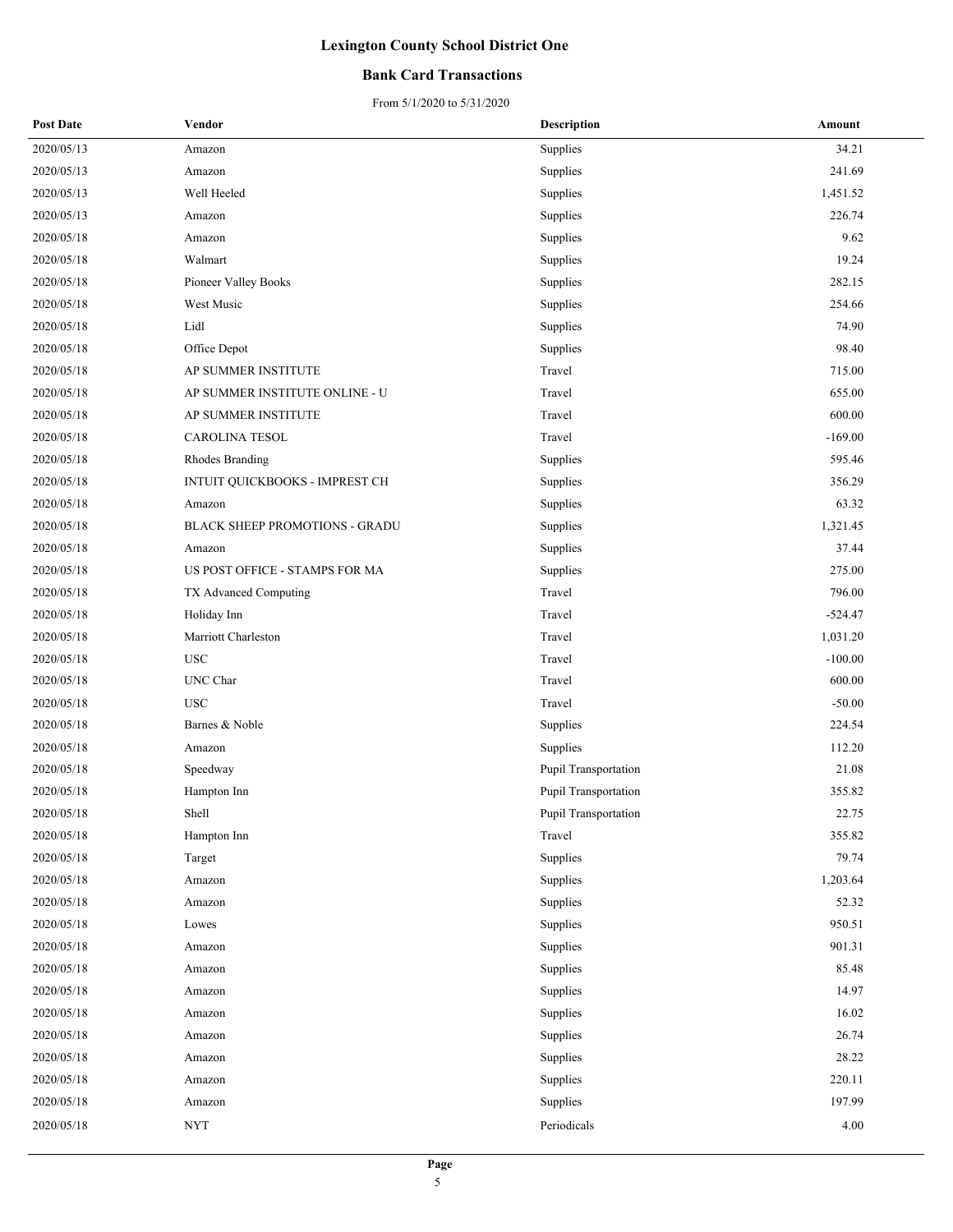# Lexington County School District One

## Bank Card Transactions

From 5/1/2020 to 5/31/2020

| Post Date | Vendor | Description | Amount |
|---|---|---|---|
| 2020/05/13 | Amazon | Supplies | 34.21 |
| 2020/05/13 | Amazon | Supplies | 241.69 |
| 2020/05/13 | Well Heeled | Supplies | 1,451.52 |
| 2020/05/13 | Amazon | Supplies | 226.74 |
| 2020/05/18 | Amazon | Supplies | 9.62 |
| 2020/05/18 | Walmart | Supplies | 19.24 |
| 2020/05/18 | Pioneer Valley Books | Supplies | 282.15 |
| 2020/05/18 | West Music | Supplies | 254.66 |
| 2020/05/18 | Lidl | Supplies | 74.90 |
| 2020/05/18 | Office Depot | Supplies | 98.40 |
| 2020/05/18 | AP SUMMER INSTITUTE | Travel | 715.00 |
| 2020/05/18 | AP SUMMER INSTITUTE ONLINE - U | Travel | 655.00 |
| 2020/05/18 | AP SUMMER INSTITUTE | Travel | 600.00 |
| 2020/05/18 | CAROLINA TESOL | Travel | -169.00 |
| 2020/05/18 | Rhodes Branding | Supplies | 595.46 |
| 2020/05/18 | INTUIT QUICKBOOKS - IMPREST CH | Supplies | 356.29 |
| 2020/05/18 | Amazon | Supplies | 63.32 |
| 2020/05/18 | BLACK SHEEP PROMOTIONS - GRADU | Supplies | 1,321.45 |
| 2020/05/18 | Amazon | Supplies | 37.44 |
| 2020/05/18 | US POST OFFICE - STAMPS FOR MA | Supplies | 275.00 |
| 2020/05/18 | TX Advanced Computing | Travel | 796.00 |
| 2020/05/18 | Holiday Inn | Travel | -524.47 |
| 2020/05/18 | Marriott Charleston | Travel | 1,031.20 |
| 2020/05/18 | USC | Travel | -100.00 |
| 2020/05/18 | UNC Char | Travel | 600.00 |
| 2020/05/18 | USC | Travel | -50.00 |
| 2020/05/18 | Barnes & Noble | Supplies | 224.54 |
| 2020/05/18 | Amazon | Supplies | 112.20 |
| 2020/05/18 | Speedway | Pupil Transportation | 21.08 |
| 2020/05/18 | Hampton Inn | Pupil Transportation | 355.82 |
| 2020/05/18 | Shell | Pupil Transportation | 22.75 |
| 2020/05/18 | Hampton Inn | Travel | 355.82 |
| 2020/05/18 | Target | Supplies | 79.74 |
| 2020/05/18 | Amazon | Supplies | 1,203.64 |
| 2020/05/18 | Amazon | Supplies | 52.32 |
| 2020/05/18 | Lowes | Supplies | 950.51 |
| 2020/05/18 | Amazon | Supplies | 901.31 |
| 2020/05/18 | Amazon | Supplies | 85.48 |
| 2020/05/18 | Amazon | Supplies | 14.97 |
| 2020/05/18 | Amazon | Supplies | 16.02 |
| 2020/05/18 | Amazon | Supplies | 26.74 |
| 2020/05/18 | Amazon | Supplies | 28.22 |
| 2020/05/18 | Amazon | Supplies | 220.11 |
| 2020/05/18 | Amazon | Supplies | 197.99 |
| 2020/05/18 | NYT | Periodicals | 4.00 |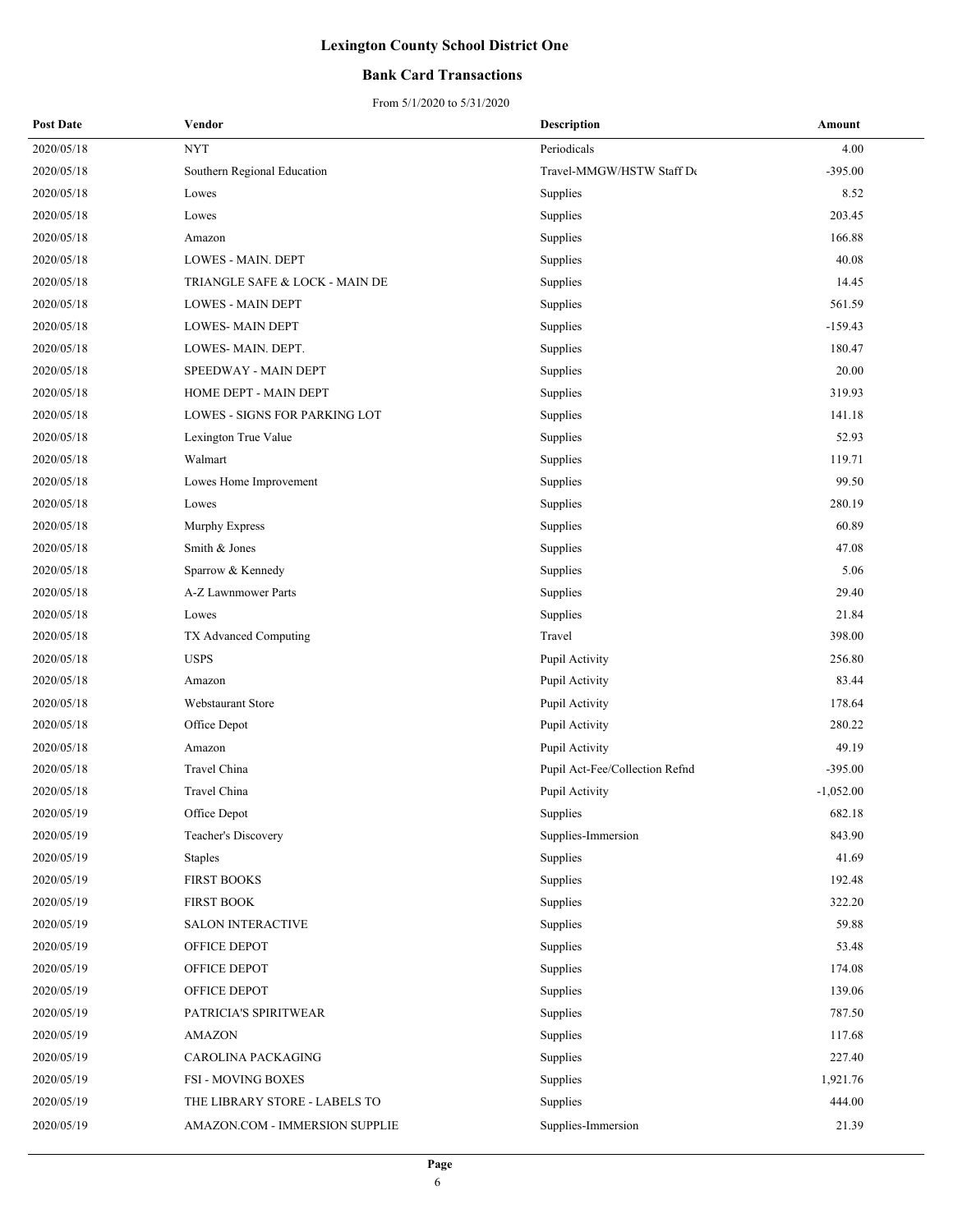# Lexington County School District One

## Bank Card Transactions

From 5/1/2020 to 5/31/2020

| Post Date | Vendor | Description | Amount |
|---|---|---|---|
| 2020/05/18 | NYT | Periodicals | 4.00 |
| 2020/05/18 | Southern Regional Education | Travel-MMGW/HSTW Staff De | -395.00 |
| 2020/05/18 | Lowes | Supplies | 8.52 |
| 2020/05/18 | Lowes | Supplies | 203.45 |
| 2020/05/18 | Amazon | Supplies | 166.88 |
| 2020/05/18 | LOWES - MAIN. DEPT | Supplies | 40.08 |
| 2020/05/18 | TRIANGLE SAFE & LOCK - MAIN DE | Supplies | 14.45 |
| 2020/05/18 | LOWES - MAIN DEPT | Supplies | 561.59 |
| 2020/05/18 | LOWES- MAIN DEPT | Supplies | -159.43 |
| 2020/05/18 | LOWES- MAIN. DEPT. | Supplies | 180.47 |
| 2020/05/18 | SPEEDWAY - MAIN DEPT | Supplies | 20.00 |
| 2020/05/18 | HOME DEPT - MAIN DEPT | Supplies | 319.93 |
| 2020/05/18 | LOWES - SIGNS FOR PARKING LOT | Supplies | 141.18 |
| 2020/05/18 | Lexington True Value | Supplies | 52.93 |
| 2020/05/18 | Walmart | Supplies | 119.71 |
| 2020/05/18 | Lowes Home Improvement | Supplies | 99.50 |
| 2020/05/18 | Lowes | Supplies | 280.19 |
| 2020/05/18 | Murphy Express | Supplies | 60.89 |
| 2020/05/18 | Smith & Jones | Supplies | 47.08 |
| 2020/05/18 | Sparrow & Kennedy | Supplies | 5.06 |
| 2020/05/18 | A-Z Lawnmower Parts | Supplies | 29.40 |
| 2020/05/18 | Lowes | Supplies | 21.84 |
| 2020/05/18 | TX Advanced Computing | Travel | 398.00 |
| 2020/05/18 | USPS | Pupil Activity | 256.80 |
| 2020/05/18 | Amazon | Pupil Activity | 83.44 |
| 2020/05/18 | Webstaurant Store | Pupil Activity | 178.64 |
| 2020/05/18 | Office Depot | Pupil Activity | 280.22 |
| 2020/05/18 | Amazon | Pupil Activity | 49.19 |
| 2020/05/18 | Travel China | Pupil Act-Fee/Collection Refnd | -395.00 |
| 2020/05/18 | Travel China | Pupil Activity | -1,052.00 |
| 2020/05/19 | Office Depot | Supplies | 682.18 |
| 2020/05/19 | Teacher's Discovery | Supplies-Immersion | 843.90 |
| 2020/05/19 | Staples | Supplies | 41.69 |
| 2020/05/19 | FIRST BOOKS | Supplies | 192.48 |
| 2020/05/19 | FIRST BOOK | Supplies | 322.20 |
| 2020/05/19 | SALON INTERACTIVE | Supplies | 59.88 |
| 2020/05/19 | OFFICE DEPOT | Supplies | 53.48 |
| 2020/05/19 | OFFICE DEPOT | Supplies | 174.08 |
| 2020/05/19 | OFFICE DEPOT | Supplies | 139.06 |
| 2020/05/19 | PATRICIA'S SPIRITWEAR | Supplies | 787.50 |
| 2020/05/19 | AMAZON | Supplies | 117.68 |
| 2020/05/19 | CAROLINA PACKAGING | Supplies | 227.40 |
| 2020/05/19 | FSI - MOVING BOXES | Supplies | 1,921.76 |
| 2020/05/19 | THE LIBRARY STORE - LABELS TO | Supplies | 444.00 |
| 2020/05/19 | AMAZON.COM - IMMERSION SUPPLIE | Supplies-Immersion | 21.39 |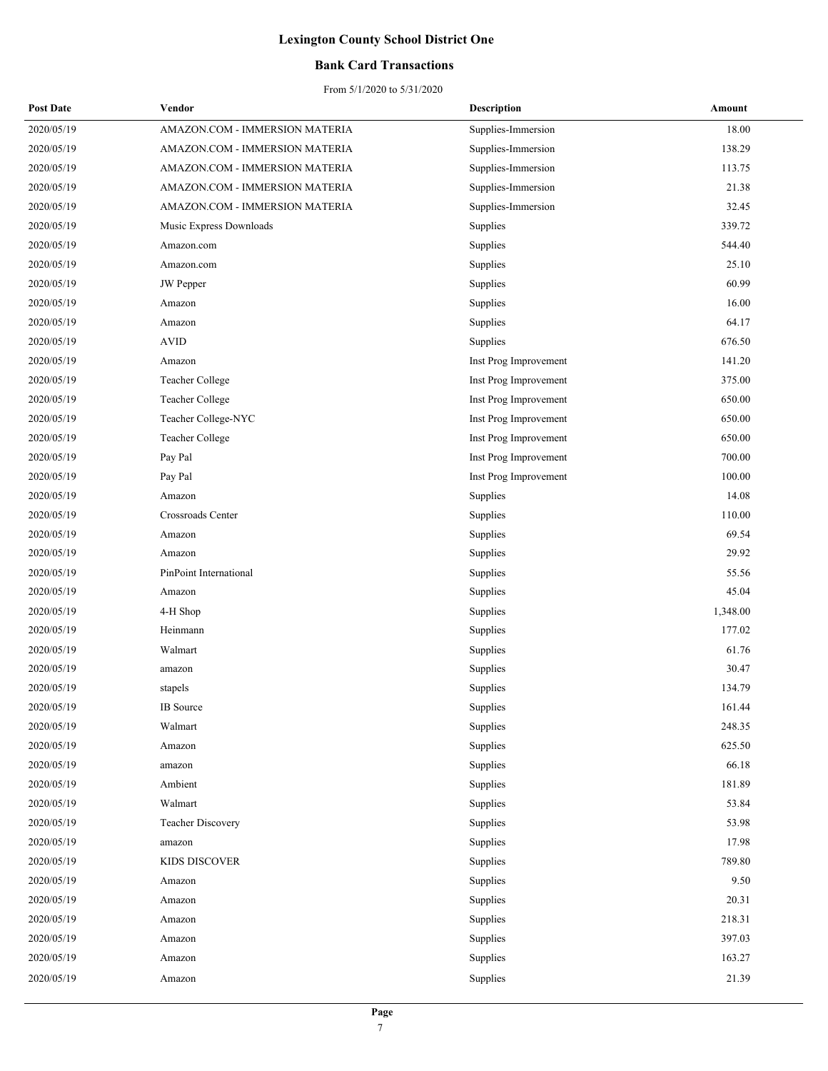# Lexington County School District One

## Bank Card Transactions

From 5/1/2020 to 5/31/2020

| Post Date | Vendor | Description | Amount |
|---|---|---|---|
| 2020/05/19 | AMAZON.COM - IMMERSION MATERIA | Supplies-Immersion | 18.00 |
| 2020/05/19 | AMAZON.COM - IMMERSION MATERIA | Supplies-Immersion | 138.29 |
| 2020/05/19 | AMAZON.COM - IMMERSION MATERIA | Supplies-Immersion | 113.75 |
| 2020/05/19 | AMAZON.COM - IMMERSION MATERIA | Supplies-Immersion | 21.38 |
| 2020/05/19 | AMAZON.COM - IMMERSION MATERIA | Supplies-Immersion | 32.45 |
| 2020/05/19 | Music Express Downloads | Supplies | 339.72 |
| 2020/05/19 | Amazon.com | Supplies | 544.40 |
| 2020/05/19 | Amazon.com | Supplies | 25.10 |
| 2020/05/19 | JW Pepper | Supplies | 60.99 |
| 2020/05/19 | Amazon | Supplies | 16.00 |
| 2020/05/19 | Amazon | Supplies | 64.17 |
| 2020/05/19 | AVID | Supplies | 676.50 |
| 2020/05/19 | Amazon | Inst Prog Improvement | 141.20 |
| 2020/05/19 | Teacher College | Inst Prog Improvement | 375.00 |
| 2020/05/19 | Teacher College | Inst Prog Improvement | 650.00 |
| 2020/05/19 | Teacher College-NYC | Inst Prog Improvement | 650.00 |
| 2020/05/19 | Teacher College | Inst Prog Improvement | 650.00 |
| 2020/05/19 | Pay Pal | Inst Prog Improvement | 700.00 |
| 2020/05/19 | Pay Pal | Inst Prog Improvement | 100.00 |
| 2020/05/19 | Amazon | Supplies | 14.08 |
| 2020/05/19 | Crossroads Center | Supplies | 110.00 |
| 2020/05/19 | Amazon | Supplies | 69.54 |
| 2020/05/19 | Amazon | Supplies | 29.92 |
| 2020/05/19 | PinPoint International | Supplies | 55.56 |
| 2020/05/19 | Amazon | Supplies | 45.04 |
| 2020/05/19 | 4-H Shop | Supplies | 1,348.00 |
| 2020/05/19 | Heinmann | Supplies | 177.02 |
| 2020/05/19 | Walmart | Supplies | 61.76 |
| 2020/05/19 | amazon | Supplies | 30.47 |
| 2020/05/19 | stapels | Supplies | 134.79 |
| 2020/05/19 | IB Source | Supplies | 161.44 |
| 2020/05/19 | Walmart | Supplies | 248.35 |
| 2020/05/19 | Amazon | Supplies | 625.50 |
| 2020/05/19 | amazon | Supplies | 66.18 |
| 2020/05/19 | Ambient | Supplies | 181.89 |
| 2020/05/19 | Walmart | Supplies | 53.84 |
| 2020/05/19 | Teacher Discovery | Supplies | 53.98 |
| 2020/05/19 | amazon | Supplies | 17.98 |
| 2020/05/19 | KIDS DISCOVER | Supplies | 789.80 |
| 2020/05/19 | Amazon | Supplies | 9.50 |
| 2020/05/19 | Amazon | Supplies | 20.31 |
| 2020/05/19 | Amazon | Supplies | 218.31 |
| 2020/05/19 | Amazon | Supplies | 397.03 |
| 2020/05/19 | Amazon | Supplies | 163.27 |
| 2020/05/19 | Amazon | Supplies | 21.39 |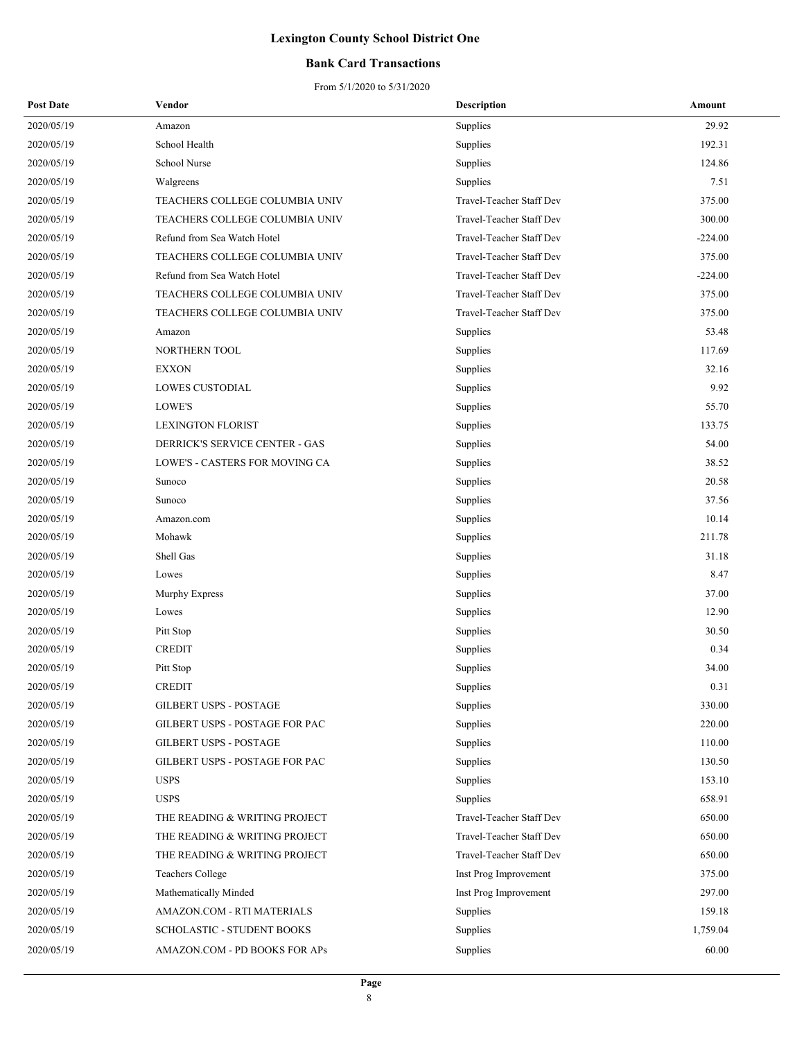# Lexington County School District One

## Bank Card Transactions

From 5/1/2020 to 5/31/2020

| Post Date | Vendor | Description | Amount |
|---|---|---|---|
| 2020/05/19 | Amazon | Supplies | 29.92 |
| 2020/05/19 | School Health | Supplies | 192.31 |
| 2020/05/19 | School Nurse | Supplies | 124.86 |
| 2020/05/19 | Walgreens | Supplies | 7.51 |
| 2020/05/19 | TEACHERS COLLEGE COLUMBIA UNIV | Travel-Teacher Staff Dev | 375.00 |
| 2020/05/19 | TEACHERS COLLEGE COLUMBIA UNIV | Travel-Teacher Staff Dev | 300.00 |
| 2020/05/19 | Refund from Sea Watch Hotel | Travel-Teacher Staff Dev | -224.00 |
| 2020/05/19 | TEACHERS COLLEGE COLUMBIA UNIV | Travel-Teacher Staff Dev | 375.00 |
| 2020/05/19 | Refund from Sea Watch Hotel | Travel-Teacher Staff Dev | -224.00 |
| 2020/05/19 | TEACHERS COLLEGE COLUMBIA UNIV | Travel-Teacher Staff Dev | 375.00 |
| 2020/05/19 | TEACHERS COLLEGE COLUMBIA UNIV | Travel-Teacher Staff Dev | 375.00 |
| 2020/05/19 | Amazon | Supplies | 53.48 |
| 2020/05/19 | NORTHERN TOOL | Supplies | 117.69 |
| 2020/05/19 | EXXON | Supplies | 32.16 |
| 2020/05/19 | LOWES CUSTODIAL | Supplies | 9.92 |
| 2020/05/19 | LOWE'S | Supplies | 55.70 |
| 2020/05/19 | LEXINGTON FLORIST | Supplies | 133.75 |
| 2020/05/19 | DERRICK'S SERVICE CENTER - GAS | Supplies | 54.00 |
| 2020/05/19 | LOWE'S - CASTERS FOR MOVING CA | Supplies | 38.52 |
| 2020/05/19 | Sunoco | Supplies | 20.58 |
| 2020/05/19 | Sunoco | Supplies | 37.56 |
| 2020/05/19 | Amazon.com | Supplies | 10.14 |
| 2020/05/19 | Mohawk | Supplies | 211.78 |
| 2020/05/19 | Shell Gas | Supplies | 31.18 |
| 2020/05/19 | Lowes | Supplies | 8.47 |
| 2020/05/19 | Murphy Express | Supplies | 37.00 |
| 2020/05/19 | Lowes | Supplies | 12.90 |
| 2020/05/19 | Pitt Stop | Supplies | 30.50 |
| 2020/05/19 | CREDIT | Supplies | 0.34 |
| 2020/05/19 | Pitt Stop | Supplies | 34.00 |
| 2020/05/19 | CREDIT | Supplies | 0.31 |
| 2020/05/19 | GILBERT USPS - POSTAGE | Supplies | 330.00 |
| 2020/05/19 | GILBERT USPS - POSTAGE FOR PAC | Supplies | 220.00 |
| 2020/05/19 | GILBERT USPS - POSTAGE | Supplies | 110.00 |
| 2020/05/19 | GILBERT USPS - POSTAGE FOR PAC | Supplies | 130.50 |
| 2020/05/19 | USPS | Supplies | 153.10 |
| 2020/05/19 | USPS | Supplies | 658.91 |
| 2020/05/19 | THE READING & WRITING PROJECT | Travel-Teacher Staff Dev | 650.00 |
| 2020/05/19 | THE READING & WRITING PROJECT | Travel-Teacher Staff Dev | 650.00 |
| 2020/05/19 | THE READING & WRITING PROJECT | Travel-Teacher Staff Dev | 650.00 |
| 2020/05/19 | Teachers College | Inst Prog Improvement | 375.00 |
| 2020/05/19 | Mathematically Minded | Inst Prog Improvement | 297.00 |
| 2020/05/19 | AMAZON.COM - RTI MATERIALS | Supplies | 159.18 |
| 2020/05/19 | SCHOLASTIC - STUDENT BOOKS | Supplies | 1,759.04 |
| 2020/05/19 | AMAZON.COM - PD BOOKS FOR APs | Supplies | 60.00 |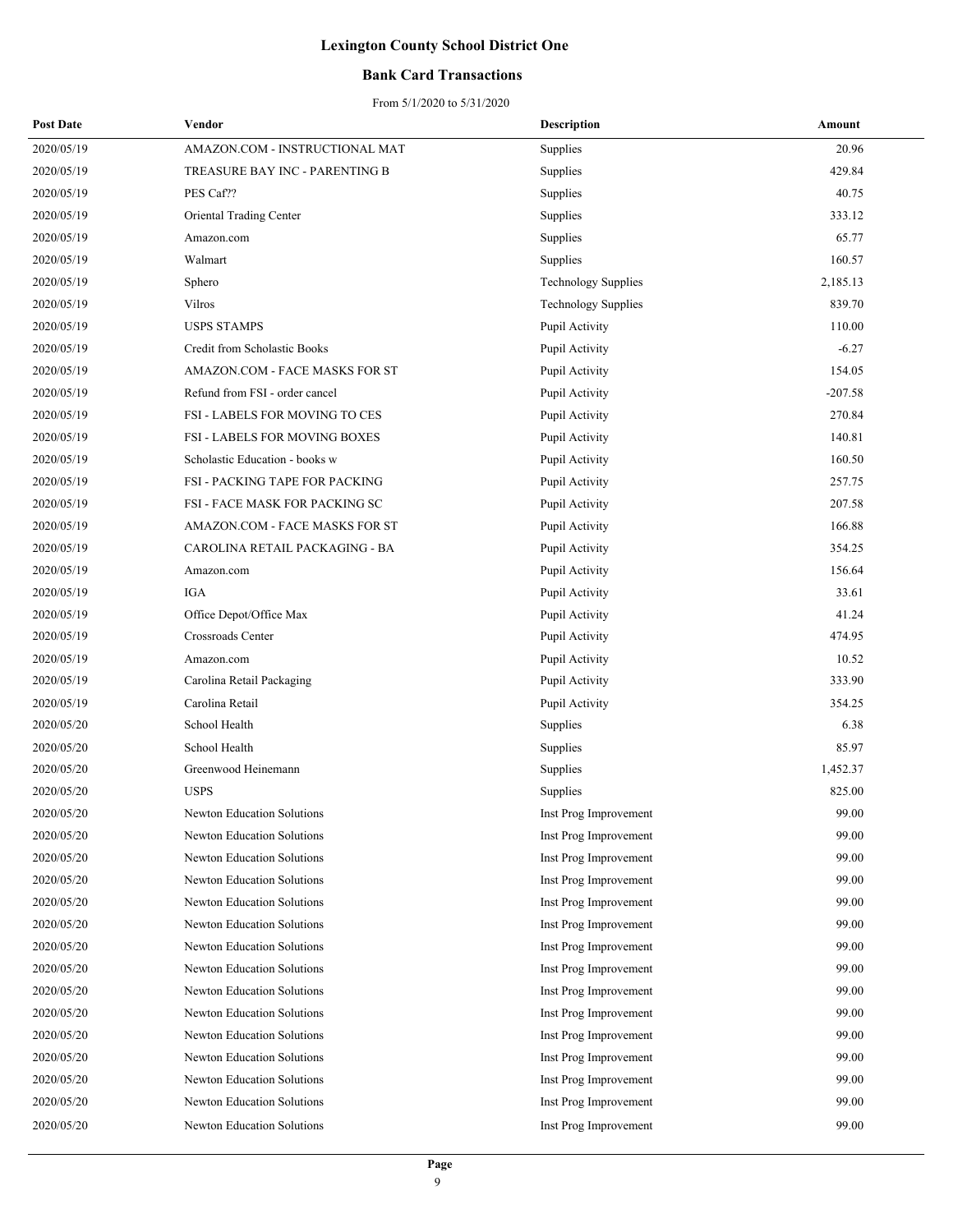# Lexington County School District One

## Bank Card Transactions

From 5/1/2020 to 5/31/2020

| Post Date | Vendor | Description | Amount |
|---|---|---|---|
| 2020/05/19 | AMAZON.COM - INSTRUCTIONAL MAT | Supplies | 20.96 |
| 2020/05/19 | TREASURE BAY INC - PARENTING B | Supplies | 429.84 |
| 2020/05/19 | PES Caf?? | Supplies | 40.75 |
| 2020/05/19 | Oriental Trading Center | Supplies | 333.12 |
| 2020/05/19 | Amazon.com | Supplies | 65.77 |
| 2020/05/19 | Walmart | Supplies | 160.57 |
| 2020/05/19 | Sphero | Technology Supplies | 2,185.13 |
| 2020/05/19 | Vilros | Technology Supplies | 839.70 |
| 2020/05/19 | USPS STAMPS | Pupil Activity | 110.00 |
| 2020/05/19 | Credit from Scholastic Books | Pupil Activity | -6.27 |
| 2020/05/19 | AMAZON.COM - FACE MASKS FOR ST | Pupil Activity | 154.05 |
| 2020/05/19 | Refund from FSI - order cancel | Pupil Activity | -207.58 |
| 2020/05/19 | FSI - LABELS FOR MOVING TO CES | Pupil Activity | 270.84 |
| 2020/05/19 | FSI - LABELS FOR MOVING BOXES | Pupil Activity | 140.81 |
| 2020/05/19 | Scholastic Education - books w | Pupil Activity | 160.50 |
| 2020/05/19 | FSI - PACKING TAPE FOR PACKING | Pupil Activity | 257.75 |
| 2020/05/19 | FSI - FACE MASK FOR PACKING SC | Pupil Activity | 207.58 |
| 2020/05/19 | AMAZON.COM - FACE MASKS FOR ST | Pupil Activity | 166.88 |
| 2020/05/19 | CAROLINA RETAIL PACKAGING - BA | Pupil Activity | 354.25 |
| 2020/05/19 | Amazon.com | Pupil Activity | 156.64 |
| 2020/05/19 | IGA | Pupil Activity | 33.61 |
| 2020/05/19 | Office Depot/Office Max | Pupil Activity | 41.24 |
| 2020/05/19 | Crossroads Center | Pupil Activity | 474.95 |
| 2020/05/19 | Amazon.com | Pupil Activity | 10.52 |
| 2020/05/19 | Carolina Retail Packaging | Pupil Activity | 333.90 |
| 2020/05/19 | Carolina Retail | Pupil Activity | 354.25 |
| 2020/05/20 | School Health | Supplies | 6.38 |
| 2020/05/20 | School Health | Supplies | 85.97 |
| 2020/05/20 | Greenwood Heinemann | Supplies | 1,452.37 |
| 2020/05/20 | USPS | Supplies | 825.00 |
| 2020/05/20 | Newton Education Solutions | Inst Prog Improvement | 99.00 |
| 2020/05/20 | Newton Education Solutions | Inst Prog Improvement | 99.00 |
| 2020/05/20 | Newton Education Solutions | Inst Prog Improvement | 99.00 |
| 2020/05/20 | Newton Education Solutions | Inst Prog Improvement | 99.00 |
| 2020/05/20 | Newton Education Solutions | Inst Prog Improvement | 99.00 |
| 2020/05/20 | Newton Education Solutions | Inst Prog Improvement | 99.00 |
| 2020/05/20 | Newton Education Solutions | Inst Prog Improvement | 99.00 |
| 2020/05/20 | Newton Education Solutions | Inst Prog Improvement | 99.00 |
| 2020/05/20 | Newton Education Solutions | Inst Prog Improvement | 99.00 |
| 2020/05/20 | Newton Education Solutions | Inst Prog Improvement | 99.00 |
| 2020/05/20 | Newton Education Solutions | Inst Prog Improvement | 99.00 |
| 2020/05/20 | Newton Education Solutions | Inst Prog Improvement | 99.00 |
| 2020/05/20 | Newton Education Solutions | Inst Prog Improvement | 99.00 |
| 2020/05/20 | Newton Education Solutions | Inst Prog Improvement | 99.00 |
| 2020/05/20 | Newton Education Solutions | Inst Prog Improvement | 99.00 |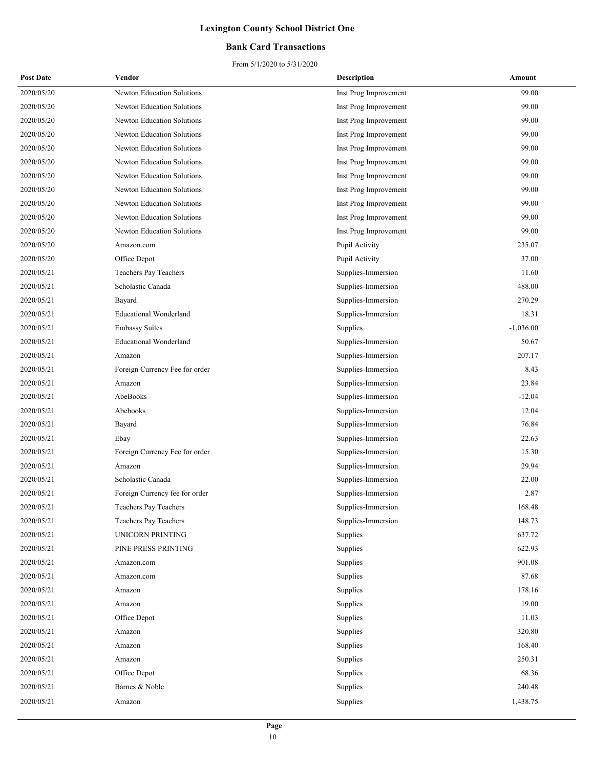# Lexington County School District One

## Bank Card Transactions

From 5/1/2020 to 5/31/2020

| Post Date | Vendor | Description | Amount |
|---|---|---|---|
| 2020/05/20 | Newton Education Solutions | Inst Prog Improvement | 99.00 |
| 2020/05/20 | Newton Education Solutions | Inst Prog Improvement | 99.00 |
| 2020/05/20 | Newton Education Solutions | Inst Prog Improvement | 99.00 |
| 2020/05/20 | Newton Education Solutions | Inst Prog Improvement | 99.00 |
| 2020/05/20 | Newton Education Solutions | Inst Prog Improvement | 99.00 |
| 2020/05/20 | Newton Education Solutions | Inst Prog Improvement | 99.00 |
| 2020/05/20 | Newton Education Solutions | Inst Prog Improvement | 99.00 |
| 2020/05/20 | Newton Education Solutions | Inst Prog Improvement | 99.00 |
| 2020/05/20 | Newton Education Solutions | Inst Prog Improvement | 99.00 |
| 2020/05/20 | Newton Education Solutions | Inst Prog Improvement | 99.00 |
| 2020/05/20 | Newton Education Solutions | Inst Prog Improvement | 99.00 |
| 2020/05/20 | Amazon.com | Pupil Activity | 235.07 |
| 2020/05/20 | Office Depot | Pupil Activity | 37.00 |
| 2020/05/21 | Teachers Pay Teachers | Supplies-Immersion | 11.60 |
| 2020/05/21 | Scholastic Canada | Supplies-Immersion | 488.00 |
| 2020/05/21 | Bayard | Supplies-Immersion | 270.29 |
| 2020/05/21 | Educational Wonderland | Supplies-Immersion | 18.31 |
| 2020/05/21 | Embassy Suites | Supplies | -1,036.00 |
| 2020/05/21 | Educational Wonderland | Supplies-Immersion | 50.67 |
| 2020/05/21 | Amazon | Supplies-Immersion | 207.17 |
| 2020/05/21 | Foreign Currency Fee for order | Supplies-Immersion | 8.43 |
| 2020/05/21 | Amazon | Supplies-Immersion | 23.84 |
| 2020/05/21 | AbeBooks | Supplies-Immersion | -12.04 |
| 2020/05/21 | Abebooks | Supplies-Immersion | 12.04 |
| 2020/05/21 | Bayard | Supplies-Immersion | 76.84 |
| 2020/05/21 | Ebay | Supplies-Immersion | 22.63 |
| 2020/05/21 | Foreign Currency Fee for order | Supplies-Immersion | 15.30 |
| 2020/05/21 | Amazon | Supplies-Immersion | 29.94 |
| 2020/05/21 | Scholastic Canada | Supplies-Immersion | 22.00 |
| 2020/05/21 | Foreign Currency fee for order | Supplies-Immersion | 2.87 |
| 2020/05/21 | Teachers Pay Teachers | Supplies-Immersion | 168.48 |
| 2020/05/21 | Teachers Pay Teachers | Supplies-Immersion | 148.73 |
| 2020/05/21 | UNICORN PRINTING | Supplies | 637.72 |
| 2020/05/21 | PINE PRESS PRINTING | Supplies | 622.93 |
| 2020/05/21 | Amazon.com | Supplies | 901.08 |
| 2020/05/21 | Amazon.com | Supplies | 87.68 |
| 2020/05/21 | Amazon | Supplies | 178.16 |
| 2020/05/21 | Amazon | Supplies | 19.00 |
| 2020/05/21 | Office Depot | Supplies | 11.03 |
| 2020/05/21 | Amazon | Supplies | 320.80 |
| 2020/05/21 | Amazon | Supplies | 168.40 |
| 2020/05/21 | Amazon | Supplies | 250.31 |
| 2020/05/21 | Office Depot | Supplies | 68.36 |
| 2020/05/21 | Barnes & Noble | Supplies | 240.48 |
| 2020/05/21 | Amazon | Supplies | 1,438.75 |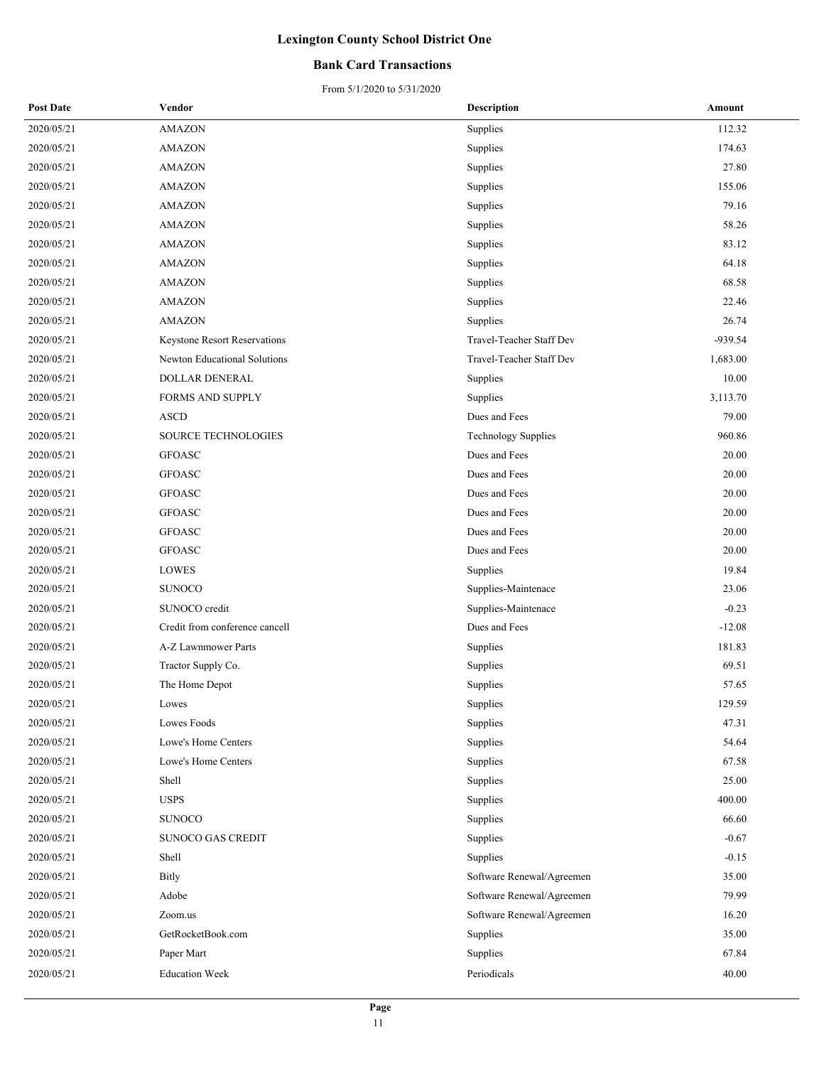# Lexington County School District One

## Bank Card Transactions

From 5/1/2020 to 5/31/2020

| Post Date | Vendor | Description | Amount |
|---|---|---|---|
| 2020/05/21 | AMAZON | Supplies | 112.32 |
| 2020/05/21 | AMAZON | Supplies | 174.63 |
| 2020/05/21 | AMAZON | Supplies | 27.80 |
| 2020/05/21 | AMAZON | Supplies | 155.06 |
| 2020/05/21 | AMAZON | Supplies | 79.16 |
| 2020/05/21 | AMAZON | Supplies | 58.26 |
| 2020/05/21 | AMAZON | Supplies | 83.12 |
| 2020/05/21 | AMAZON | Supplies | 64.18 |
| 2020/05/21 | AMAZON | Supplies | 68.58 |
| 2020/05/21 | AMAZON | Supplies | 22.46 |
| 2020/05/21 | AMAZON | Supplies | 26.74 |
| 2020/05/21 | Keystone Resort Reservations | Travel-Teacher Staff Dev | -939.54 |
| 2020/05/21 | Newton Educational Solutions | Travel-Teacher Staff Dev | 1,683.00 |
| 2020/05/21 | DOLLAR DENERAL | Supplies | 10.00 |
| 2020/05/21 | FORMS AND SUPPLY | Supplies | 3,113.70 |
| 2020/05/21 | ASCD | Dues and Fees | 79.00 |
| 2020/05/21 | SOURCE TECHNOLOGIES | Technology Supplies | 960.86 |
| 2020/05/21 | GFOASC | Dues and Fees | 20.00 |
| 2020/05/21 | GFOASC | Dues and Fees | 20.00 |
| 2020/05/21 | GFOASC | Dues and Fees | 20.00 |
| 2020/05/21 | GFOASC | Dues and Fees | 20.00 |
| 2020/05/21 | GFOASC | Dues and Fees | 20.00 |
| 2020/05/21 | GFOASC | Dues and Fees | 20.00 |
| 2020/05/21 | LOWES | Supplies | 19.84 |
| 2020/05/21 | SUNOCO | Supplies-Maintenace | 23.06 |
| 2020/05/21 | SUNOCO credit | Supplies-Maintenace | -0.23 |
| 2020/05/21 | Credit from conference cancell | Dues and Fees | -12.08 |
| 2020/05/21 | A-Z Lawnmower Parts | Supplies | 181.83 |
| 2020/05/21 | Tractor Supply Co. | Supplies | 69.51 |
| 2020/05/21 | The Home Depot | Supplies | 57.65 |
| 2020/05/21 | Lowes | Supplies | 129.59 |
| 2020/05/21 | Lowes Foods | Supplies | 47.31 |
| 2020/05/21 | Lowe's Home Centers | Supplies | 54.64 |
| 2020/05/21 | Lowe's Home Centers | Supplies | 67.58 |
| 2020/05/21 | Shell | Supplies | 25.00 |
| 2020/05/21 | USPS | Supplies | 400.00 |
| 2020/05/21 | SUNOCO | Supplies | 66.60 |
| 2020/05/21 | SUNOCO GAS CREDIT | Supplies | -0.67 |
| 2020/05/21 | Shell | Supplies | -0.15 |
| 2020/05/21 | Bitly | Software Renewal/Agreemen | 35.00 |
| 2020/05/21 | Adobe | Software Renewal/Agreemen | 79.99 |
| 2020/05/21 | Zoom.us | Software Renewal/Agreemen | 16.20 |
| 2020/05/21 | GetRocketBook.com | Supplies | 35.00 |
| 2020/05/21 | Paper Mart | Supplies | 67.84 |
| 2020/05/21 | Education Week | Periodicals | 40.00 |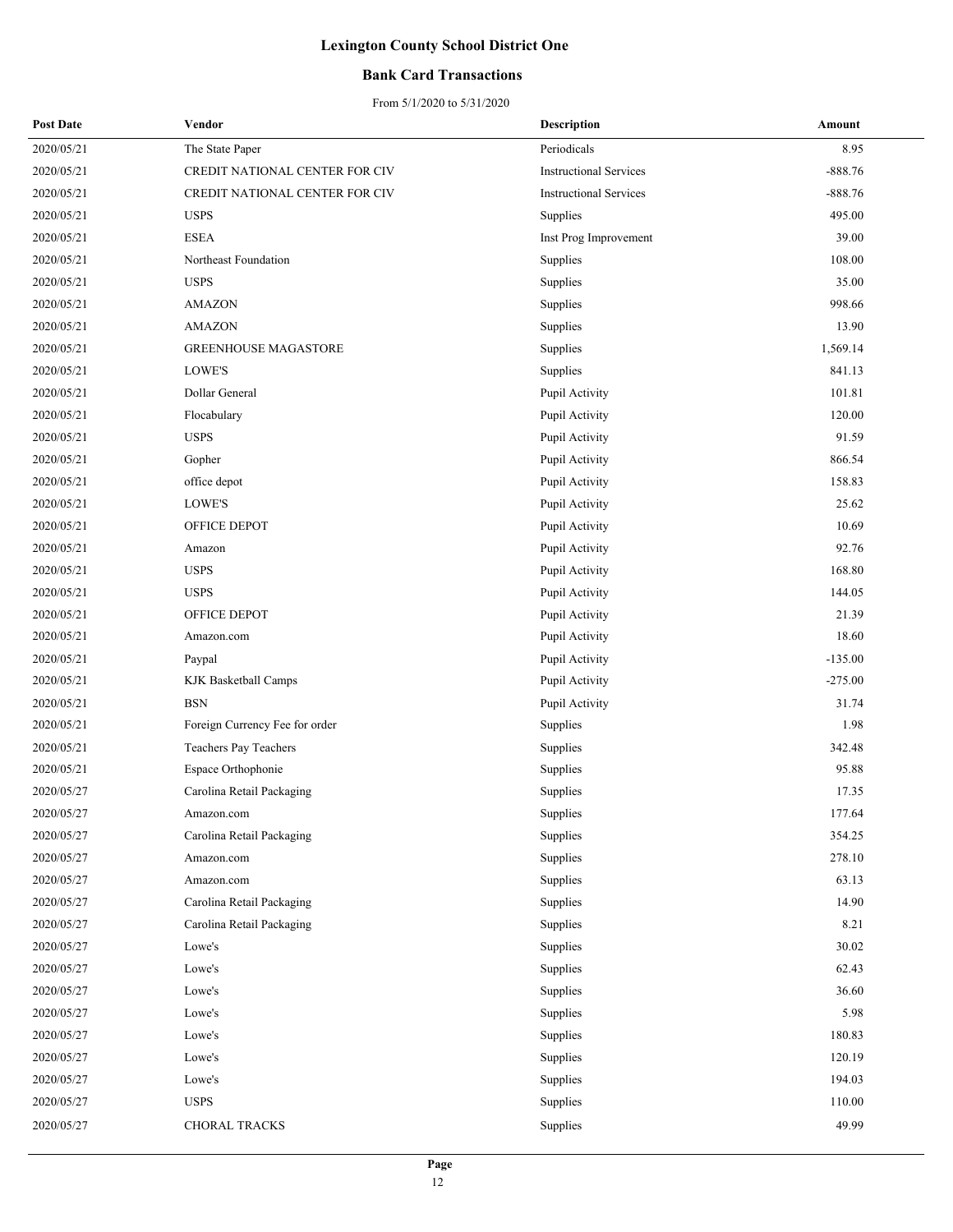# Lexington County School District One

## Bank Card Transactions

From 5/1/2020 to 5/31/2020

| Post Date | Vendor | Description | Amount |
|---|---|---|---|
| 2020/05/21 | The State Paper | Periodicals | 8.95 |
| 2020/05/21 | CREDIT NATIONAL CENTER FOR CIV | Instructional Services | -888.76 |
| 2020/05/21 | CREDIT NATIONAL CENTER FOR CIV | Instructional Services | -888.76 |
| 2020/05/21 | USPS | Supplies | 495.00 |
| 2020/05/21 | ESEA | Inst Prog Improvement | 39.00 |
| 2020/05/21 | Northeast Foundation | Supplies | 108.00 |
| 2020/05/21 | USPS | Supplies | 35.00 |
| 2020/05/21 | AMAZON | Supplies | 998.66 |
| 2020/05/21 | AMAZON | Supplies | 13.90 |
| 2020/05/21 | GREENHOUSE MAGASTORE | Supplies | 1,569.14 |
| 2020/05/21 | LOWE'S | Supplies | 841.13 |
| 2020/05/21 | Dollar General | Pupil Activity | 101.81 |
| 2020/05/21 | Flocabulary | Pupil Activity | 120.00 |
| 2020/05/21 | USPS | Pupil Activity | 91.59 |
| 2020/05/21 | Gopher | Pupil Activity | 866.54 |
| 2020/05/21 | office depot | Pupil Activity | 158.83 |
| 2020/05/21 | LOWE'S | Pupil Activity | 25.62 |
| 2020/05/21 | OFFICE DEPOT | Pupil Activity | 10.69 |
| 2020/05/21 | Amazon | Pupil Activity | 92.76 |
| 2020/05/21 | USPS | Pupil Activity | 168.80 |
| 2020/05/21 | USPS | Pupil Activity | 144.05 |
| 2020/05/21 | OFFICE DEPOT | Pupil Activity | 21.39 |
| 2020/05/21 | Amazon.com | Pupil Activity | 18.60 |
| 2020/05/21 | Paypal | Pupil Activity | -135.00 |
| 2020/05/21 | KJK Basketball Camps | Pupil Activity | -275.00 |
| 2020/05/21 | BSN | Pupil Activity | 31.74 |
| 2020/05/21 | Foreign Currency Fee for order | Supplies | 1.98 |
| 2020/05/21 | Teachers Pay Teachers | Supplies | 342.48 |
| 2020/05/21 | Espace Orthophonie | Supplies | 95.88 |
| 2020/05/27 | Carolina Retail Packaging | Supplies | 17.35 |
| 2020/05/27 | Amazon.com | Supplies | 177.64 |
| 2020/05/27 | Carolina Retail Packaging | Supplies | 354.25 |
| 2020/05/27 | Amazon.com | Supplies | 278.10 |
| 2020/05/27 | Amazon.com | Supplies | 63.13 |
| 2020/05/27 | Carolina Retail Packaging | Supplies | 14.90 |
| 2020/05/27 | Carolina Retail Packaging | Supplies | 8.21 |
| 2020/05/27 | Lowe's | Supplies | 30.02 |
| 2020/05/27 | Lowe's | Supplies | 62.43 |
| 2020/05/27 | Lowe's | Supplies | 36.60 |
| 2020/05/27 | Lowe's | Supplies | 5.98 |
| 2020/05/27 | Lowe's | Supplies | 180.83 |
| 2020/05/27 | Lowe's | Supplies | 120.19 |
| 2020/05/27 | Lowe's | Supplies | 194.03 |
| 2020/05/27 | USPS | Supplies | 110.00 |
| 2020/05/27 | CHORAL TRACKS | Supplies | 49.99 |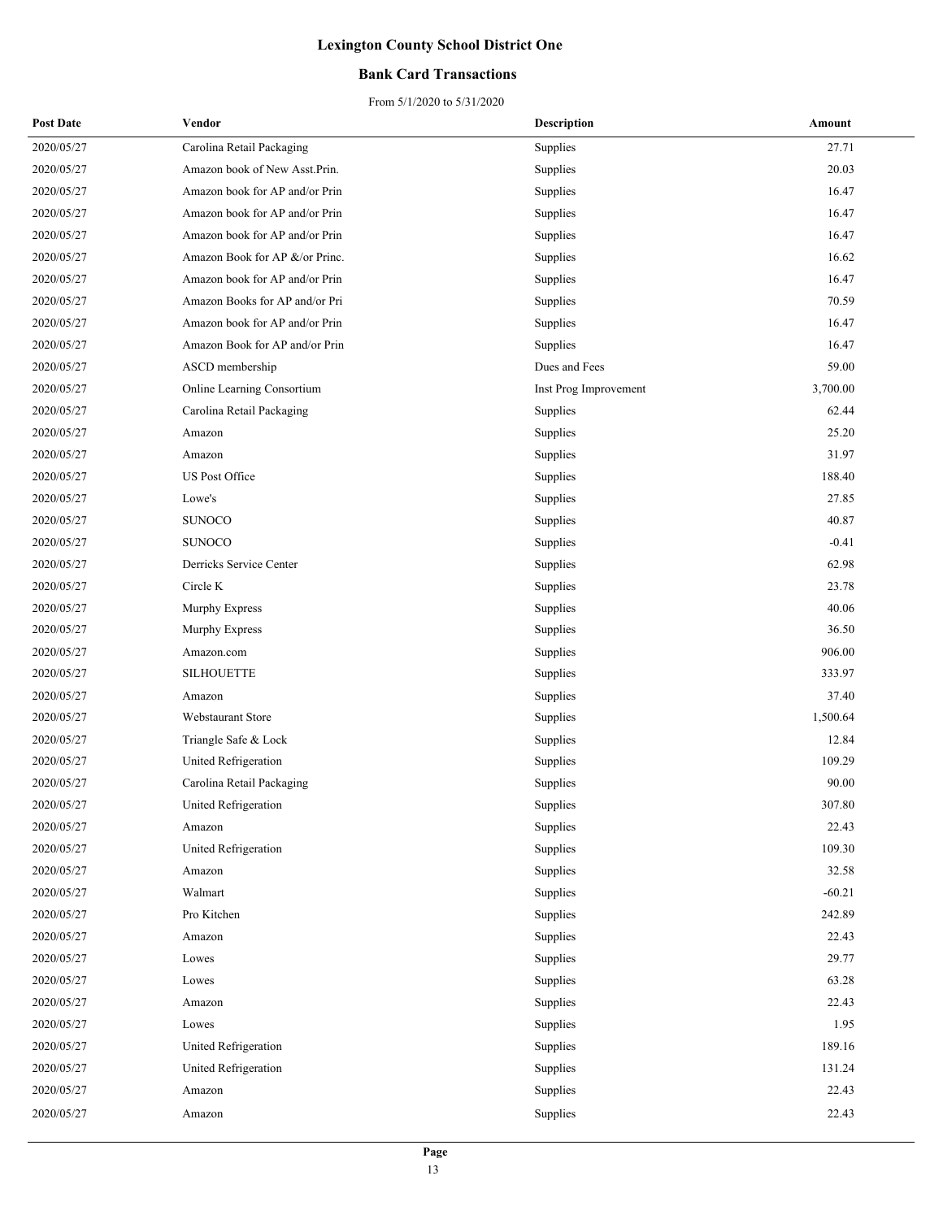# Lexington County School District One

## Bank Card Transactions

From 5/1/2020 to 5/31/2020

| Post Date | Vendor | Description | Amount |
|---|---|---|---|
| 2020/05/27 | Carolina Retail Packaging | Supplies | 27.71 |
| 2020/05/27 | Amazon book of New Asst.Prin. | Supplies | 20.03 |
| 2020/05/27 | Amazon book for AP and/or Prin | Supplies | 16.47 |
| 2020/05/27 | Amazon book for AP and/or Prin | Supplies | 16.47 |
| 2020/05/27 | Amazon book for AP and/or Prin | Supplies | 16.47 |
| 2020/05/27 | Amazon Book for AP &/or Princ. | Supplies | 16.62 |
| 2020/05/27 | Amazon book for AP and/or Prin | Supplies | 16.47 |
| 2020/05/27 | Amazon Books for AP and/or Pri | Supplies | 70.59 |
| 2020/05/27 | Amazon book for AP and/or Prin | Supplies | 16.47 |
| 2020/05/27 | Amazon Book for AP and/or Prin | Supplies | 16.47 |
| 2020/05/27 | ASCD membership | Dues and Fees | 59.00 |
| 2020/05/27 | Online Learning Consortium | Inst Prog Improvement | 3,700.00 |
| 2020/05/27 | Carolina Retail Packaging | Supplies | 62.44 |
| 2020/05/27 | Amazon | Supplies | 25.20 |
| 2020/05/27 | Amazon | Supplies | 31.97 |
| 2020/05/27 | US Post Office | Supplies | 188.40 |
| 2020/05/27 | Lowe's | Supplies | 27.85 |
| 2020/05/27 | SUNOCO | Supplies | 40.87 |
| 2020/05/27 | SUNOCO | Supplies | -0.41 |
| 2020/05/27 | Derricks Service Center | Supplies | 62.98 |
| 2020/05/27 | Circle K | Supplies | 23.78 |
| 2020/05/27 | Murphy Express | Supplies | 40.06 |
| 2020/05/27 | Murphy Express | Supplies | 36.50 |
| 2020/05/27 | Amazon.com | Supplies | 906.00 |
| 2020/05/27 | SILHOUETTE | Supplies | 333.97 |
| 2020/05/27 | Amazon | Supplies | 37.40 |
| 2020/05/27 | Webstaurant Store | Supplies | 1,500.64 |
| 2020/05/27 | Triangle Safe & Lock | Supplies | 12.84 |
| 2020/05/27 | United Refrigeration | Supplies | 109.29 |
| 2020/05/27 | Carolina Retail Packaging | Supplies | 90.00 |
| 2020/05/27 | United Refrigeration | Supplies | 307.80 |
| 2020/05/27 | Amazon | Supplies | 22.43 |
| 2020/05/27 | United Refrigeration | Supplies | 109.30 |
| 2020/05/27 | Amazon | Supplies | 32.58 |
| 2020/05/27 | Walmart | Supplies | -60.21 |
| 2020/05/27 | Pro Kitchen | Supplies | 242.89 |
| 2020/05/27 | Amazon | Supplies | 22.43 |
| 2020/05/27 | Lowes | Supplies | 29.77 |
| 2020/05/27 | Lowes | Supplies | 63.28 |
| 2020/05/27 | Amazon | Supplies | 22.43 |
| 2020/05/27 | Lowes | Supplies | 1.95 |
| 2020/05/27 | United Refrigeration | Supplies | 189.16 |
| 2020/05/27 | United Refrigeration | Supplies | 131.24 |
| 2020/05/27 | Amazon | Supplies | 22.43 |
| 2020/05/27 | Amazon | Supplies | 22.43 |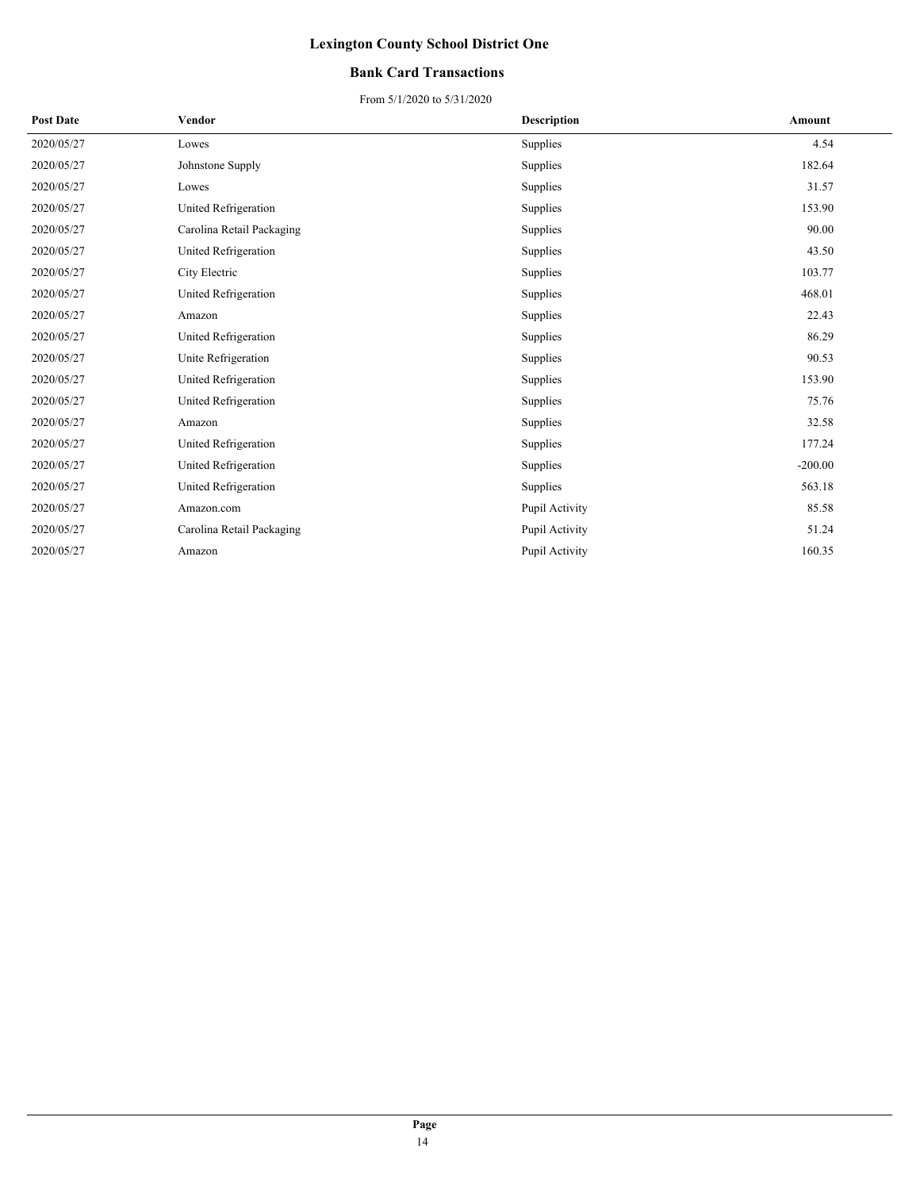# Lexington County School District One

## Bank Card Transactions

From 5/1/2020 to 5/31/2020

| Post Date | Vendor | Description | Amount |
|---|---|---|---|
| 2020/05/27 | Lowes | Supplies | 4.54 |
| 2020/05/27 | Johnstone Supply | Supplies | 182.64 |
| 2020/05/27 | Lowes | Supplies | 31.57 |
| 2020/05/27 | United Refrigeration | Supplies | 153.90 |
| 2020/05/27 | Carolina Retail Packaging | Supplies | 90.00 |
| 2020/05/27 | United Refrigeration | Supplies | 43.50 |
| 2020/05/27 | City Electric | Supplies | 103.77 |
| 2020/05/27 | United Refrigeration | Supplies | 468.01 |
| 2020/05/27 | Amazon | Supplies | 22.43 |
| 2020/05/27 | United Refrigeration | Supplies | 86.29 |
| 2020/05/27 | Unite Refrigeration | Supplies | 90.53 |
| 2020/05/27 | United Refrigeration | Supplies | 153.90 |
| 2020/05/27 | United Refrigeration | Supplies | 75.76 |
| 2020/05/27 | Amazon | Supplies | 32.58 |
| 2020/05/27 | United Refrigeration | Supplies | 177.24 |
| 2020/05/27 | United Refrigeration | Supplies | -200.00 |
| 2020/05/27 | United Refrigeration | Supplies | 563.18 |
| 2020/05/27 | Amazon.com | Pupil Activity | 85.58 |
| 2020/05/27 | Carolina Retail Packaging | Pupil Activity | 51.24 |
| 2020/05/27 | Amazon | Pupil Activity | 160.35 |